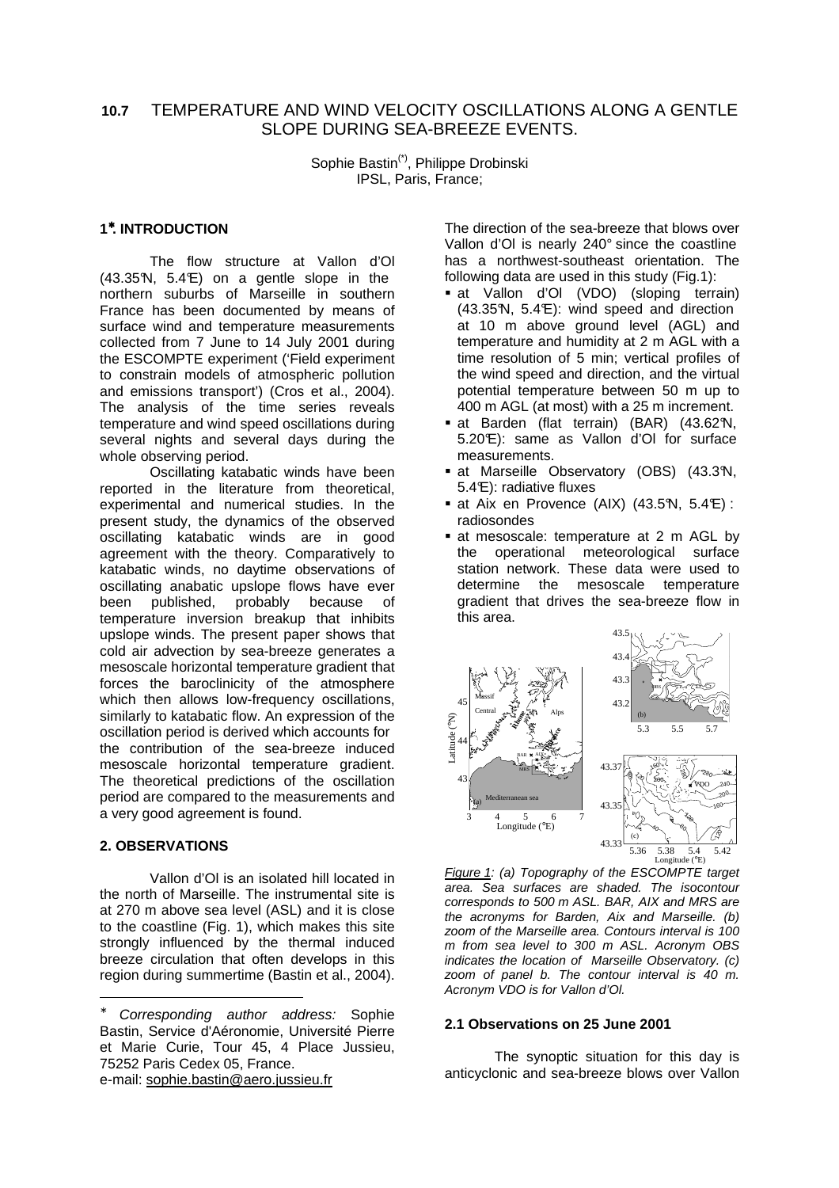# 10.7 TEMPERATURE AND WIND VELOCITY OSCILLATIONS ALONG A GENTLE SLOPE DURING SEA-BREEZE EVENTS.

Sophie Bastin[(*)], Philippe Drobinski
IPSL, Paris, France;

## 1*. INTRODUCTION

The flow structure at Vallon d'Ol (43.35°N, 5.4°E) on a gentle slope in the northern suburbs of Marseille in southern France has been documented by means of surface wind and temperature measurements collected from 7 June to 14 July 2001 during the ESCOMPTE experiment ('Field experiment to constrain models of atmospheric pollution and emissions transport') (Cros et al., 2004). The analysis of the time series reveals temperature and wind speed oscillations during several nights and several days during the whole observing period.

Oscillating katabatic winds have been reported in the literature from theoretical, experimental and numerical studies. In the present study, the dynamics of the observed oscillating katabatic winds are in good agreement with the theory. Comparatively to katabatic winds, no daytime observations of oscillating anabatic upslope flows have ever been published, probably because of temperature inversion breakup that inhibits upslope winds. The present paper shows that cold air advection by sea-breeze generates a mesoscale horizontal temperature gradient that forces the baroclinicity of the atmosphere which then allows low-frequency oscillations, similarly to katabatic flow. An expression of the oscillation period is derived which accounts for the contribution of the sea-breeze induced mesoscale horizontal temperature gradient. The theoretical predictions of the oscillation period are compared to the measurements and a very good agreement is found.

## 2. OBSERVATIONS

Vallon d'Ol is an isolated hill located in the north of Marseille. The instrumental site is at 270 m above sea level (ASL) and it is close to the coastline (Fig. 1), which makes this site strongly influenced by the thermal induced breeze circulation that often develops in this region during summertime (Bastin et al., 2004).

The direction of the sea-breeze that blows over Vallon d'Ol is nearly 240° since the coastline has a northwest-southeast orientation. The following data are used in this study (Fig.1):

- at Vallon d'Ol (VDO) (sloping terrain) (43.35°N, 5.4°E): wind speed and direction at 10 m above ground level (AGL) and temperature and humidity at 2 m AGL with a time resolution of 5 min; vertical profiles of the wind speed and direction, and the virtual potential temperature between 50 m up to 400 m AGL (at most) with a 25 m increment.
- at Barden (flat terrain) (BAR) (43.62°N, 5.20°E): same as Vallon d'Ol for surface measurements.
- at Marseille Observatory (OBS) (43.3°N, 5.4°E): radiative fluxes
- at Aix en Provence (AIX) (43.5°N, 5.4°E) : radiosondes
- at mesoscale: temperature at 2 m AGL by the operational meteorological surface station network. These data were used to determine the mesoscale temperature gradient that drives the sea-breeze flow in this area.

*Figure 1: (a) Topography of the ESCOMPTE target area. Sea surfaces are shaded. The isocontour corresponds to 500 m ASL. BAR, AIX and MRS are the acronyms for Barden, Aix and Marseille. (b) zoom of the Marseille area. Contours interval is 100 m from sea level to 300 m ASL. Acronym OBS indicates the location of Marseille Observatory. (c) zoom of panel b. The contour interval is 40 m. Acronym VDO is for Vallon d'Ol.*

### 2.1 Observations on 25 June 2001

The synoptic situation for this day is anticyclonic and sea-breeze blows over Vallon

---

* *Corresponding author address:* Sophie Bastin, Service d'Aéronomie, Université Pierre et Marie Curie, Tour 45, 4 Place Jussieu, 75252 Paris Cedex 05, France.
e-mail: sophie.bastin@aero.jussieu.fr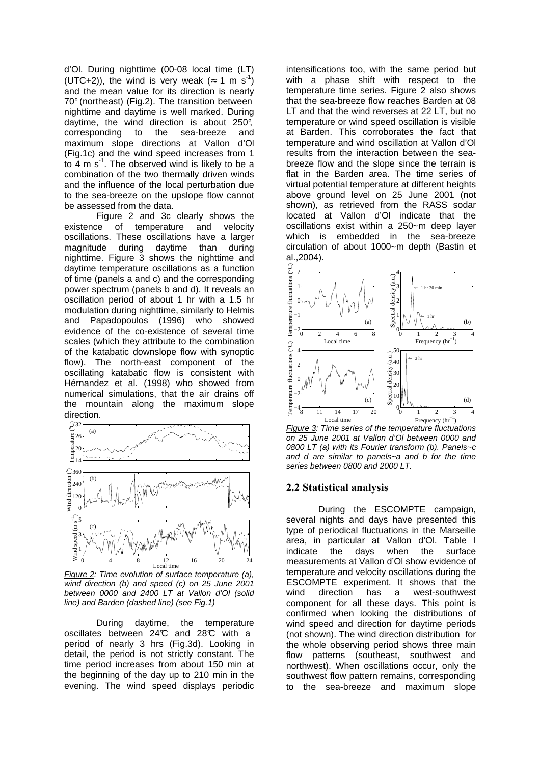d'Ol. During nighttime (00-08 local time (LT) (UTC+2)), the wind is very weak ($\approx 1$ m s$^{-1}$) and the mean value for its direction is nearly 70° (northeast) (Fig.2). The transition between nighttime and daytime is well marked. During daytime, the wind direction is about 250°, corresponding to the sea-breeze and maximum slope directions at Vallon d'Ol (Fig.1c) and the wind speed increases from 1 to 4 m s$^{-1}$. The observed wind is likely to be a combination of the two thermally driven winds and the influence of the local perturbation due to the sea-breeze on the upslope flow cannot be assessed from the data.

Figure 2 and 3c clearly shows the existence of temperature and velocity oscillations. These oscillations have a larger magnitude during daytime than during nighttime. Figure 3 shows the nighttime and daytime temperature oscillations as a function of time (panels a and c) and the corresponding power spectrum (panels b and d). It reveals an oscillation period of about 1 hr with a 1.5 hr modulation during nighttime, similarly to Helmis and Papadopoulos (1996) who showed evidence of the co-existence of several time scales (which they attribute to the combination of the katabatic downslope flow with synoptic flow). The north-east component of the oscillating katabatic flow is consistent with Hérnandez et al. (1998) who showed from numerical simulations, that the air drains off the mountain along the maximum slope direction.

*Figure 2: Time evolution of surface temperature (a), wind direction (b) and speed (c) on 25 June 2001 between 0000 and 2400 LT at Vallon d'Ol (solid line) and Barden (dashed line) (see Fig.1)*

During daytime, the temperature oscillates between 24°C and 28°C with a period of nearly 3 hrs (Fig.3d). Looking in detail, the period is not strictly constant. The time period increases from about 150 min at the beginning of the day up to 210 min in the evening. The wind speed displays periodic intensifications too, with the same period but with a phase shift with respect to the temperature time series. Figure 2 also shows that the sea-breeze flow reaches Barden at 08 LT and that the wind reverses at 22 LT, but no temperature or wind speed oscillation is visible at Barden. This corroborates the fact that temperature and wind oscillation at Vallon d'Ol results from the interaction between the sea-breeze flow and the slope since the terrain is flat in the Barden area. The time series of virtual potential temperature at different heights above ground level on 25 June 2001 (not shown), as retrieved from the RASS sodar located at Vallon d'Ol indicate that the oscillations exist within a 250~m deep layer which is embedded in the sea-breeze circulation of about 1000~m depth (Bastin et al.,2004).

*Figure 3: Time series of the temperature fluctuations on 25 June 2001 at Vallon d'Ol between 0000 and 0800 LT (a) with its Fourier transform (b). Panels~c and d are similar to panels~a and b for the time series between 0800 and 2000 LT.*

## 2.2 Statistical analysis

During the ESCOMPTE campaign, several nights and days have presented this type of periodical fluctuations in the Marseille area, in particular at Vallon d'Ol. Table I indicate the days when the surface measurements at Vallon d'Ol show evidence of temperature and velocity oscillations during the ESCOMPTE experiment. It shows that the wind direction has a west-southwest component for all these days. This point is confirmed when looking the distributions of wind speed and direction for daytime periods (not shown). The wind direction distribution for the whole observing period shows three main flow patterns (southeast, southwest and northwest). When oscillations occur, only the southwest flow pattern remains, corresponding to the sea-breeze and maximum slope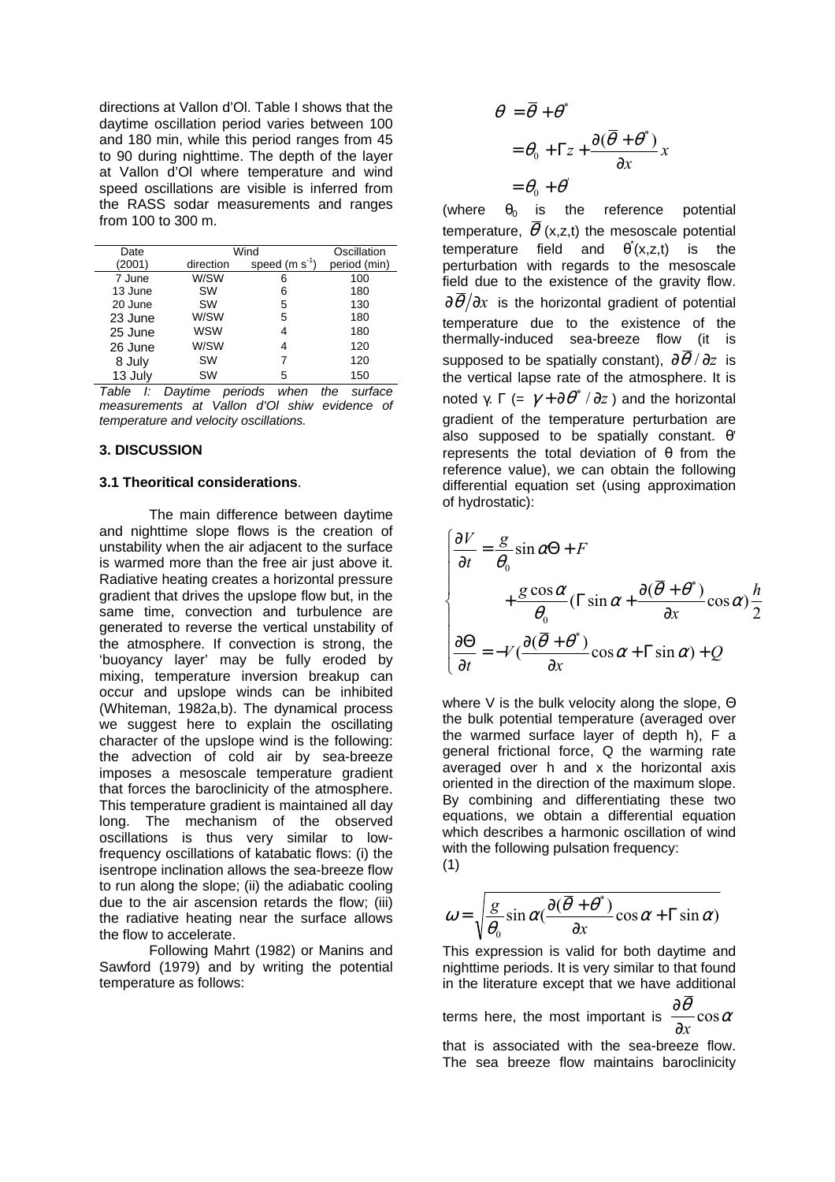directions at Vallon d'Ol. Table I shows that the daytime oscillation period varies between 100 and 180 min, while this period ranges from 45 to 90 during nighttime. The depth of the layer at Vallon d'Ol where temperature and wind speed oscillations are visible is inferred from the RASS sodar measurements and ranges from 100 to 300 m.

| Date | Wind | | Oscillation |
|---|---|---|---|
| (2001) | direction | speed (m $s^{-1}$) | period (min) |
| 7 June | W/SW | 6 | 100 |
| 13 June | SW | 6 | 180 |
| 20 June | SW | 5 | 130 |
| 23 June | W/SW | 5 | 180 |
| 25 June | WSW | 4 | 180 |
| 26 June | W/SW | 4 | 120 |
| 8 July | SW | 7 | 120 |
| 13 July | SW | 5 | 150 |

*Table I: Daytime periods when the surface measurements at Vallon d'Ol shiw evidence of temperature and velocity oscillations.*

### 3. DISCUSSION

#### 3.1 Theoritical considerations.

The main difference between daytime and nighttime slope flows is the creation of unstability when the air adjacent to the surface is warmed more than the free air just above it. Radiative heating creates a horizontal pressure gradient that drives the upslope flow but, in the same time, convection and turbulence are generated to reverse the vertical unstability of the atmosphere. If convection is strong, the 'buoyancy layer' may be fully eroded by mixing, temperature inversion breakup can occur and upslope winds can be inhibited (Whiteman, 1982a,b). The dynamical process we suggest here to explain the oscillating character of the upslope wind is the following: the advection of cold air by sea-breeze imposes a mesoscale temperature gradient that forces the baroclinicity of the atmosphere. This temperature gradient is maintained all day long. The mechanism of the observed oscillations is thus very similar to low-frequency oscillations of katabatic flows: (i) the isentrope inclination allows the sea-breeze flow to run along the slope; (ii) the adiabatic cooling due to the air ascension retards the flow; (iii) the radiative heating near the surface allows the flow to accelerate.

Following Mahrt (1982) or Manins and Sawford (1979) and by writing the potential temperature as follows:

$$\theta = \bar{\theta} + \theta^{*}$$
$$= \theta_0 + \Gamma z + \frac{\partial(\bar{\theta} + \theta^{*})}{\partial x} x$$
$$= \theta_0 + \theta'$$

(where $\theta_0$ is the reference potential temperature, $\bar{\theta}$ (x,z,t) the mesoscale potential temperature field and $\theta^{*}$(x,z,t) is the perturbation with regards to the mesoscale field due to the existence of the gravity flow. $\partial\bar{\theta}/\partial x$ is the horizontal gradient of potential temperature due to the existence of the thermally-induced sea-breeze flow (it is supposed to be spatially constant), $\partial\bar{\theta}/\partial z$ is the vertical lapse rate of the atmosphere. It is noted γ. $\Gamma$ (= $\gamma + \partial\theta^{*}/\partial z$) and the horizontal gradient of the temperature perturbation are also supposed to be spatially constant. $\theta'$ represents the total deviation of θ from the reference value), we can obtain the following differential equation set (using approximation of hydrostatic):

$$\begin{cases} \dfrac{\partial V}{\partial t} = \dfrac{g}{\theta_0}\sin\alpha\Theta + F \\ \qquad + \dfrac{g\cos\alpha}{\theta_0}\left(\Gamma\sin\alpha + \dfrac{\partial(\bar{\theta}+\theta^{*})}{\partial x}\cos\alpha\right)\dfrac{h}{2} \\ \dfrac{\partial\Theta}{\partial t} = -V\left(\dfrac{\partial(\bar{\theta}+\theta^{*})}{\partial x}\cos\alpha + \Gamma\sin\alpha\right) + Q \end{cases}$$

where V is the bulk velocity along the slope, Θ the bulk potential temperature (averaged over the warmed surface layer of depth h), F a general frictional force, Q the warming rate averaged over h and x the horizontal axis oriented in the direction of the maximum slope. By combining and differentiating these two equations, we obtain a differential equation which describes a harmonic oscillation of wind with the following pulsation frequency:

(1)

$$\omega = \sqrt{\frac{g}{\theta_0}\sin\alpha\left(\frac{\partial(\bar{\theta}+\theta^{*})}{\partial x}\cos\alpha + \Gamma\sin\alpha\right)}$$

This expression is valid for both daytime and nighttime periods. It is very similar to that found in the literature except that we have additional terms here, the most important is $\dfrac{\partial\bar{\theta}}{\partial x}\cos\alpha$ that is associated with the sea-breeze flow. The sea breeze flow maintains baroclinicity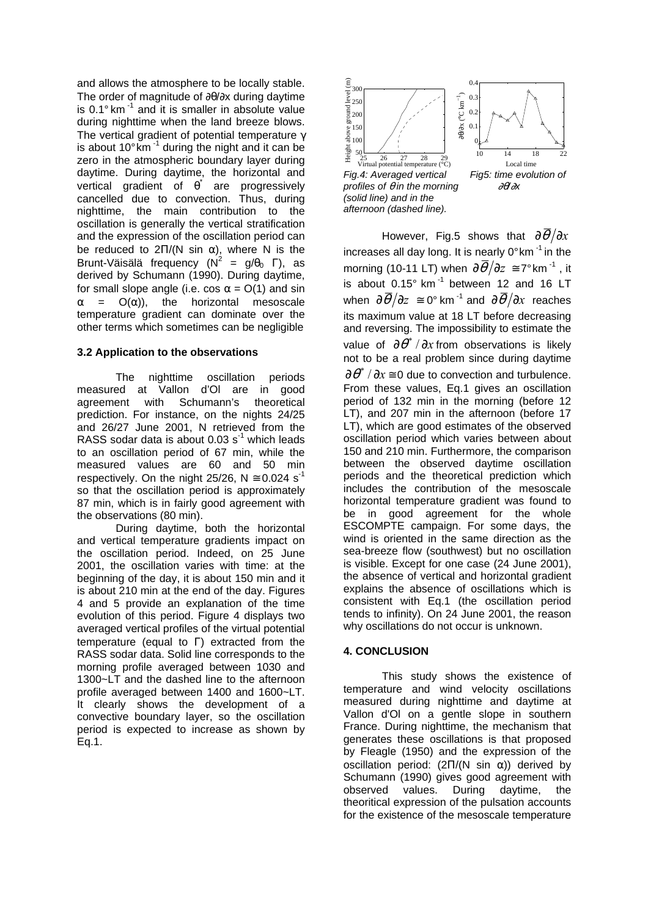and allows the atmosphere to be locally stable. The order of magnitude of $\partial\theta/\partial x$ during daytime is 0.1° km$^{-1}$ and it is smaller in absolute value during nighttime when the land breeze blows. The vertical gradient of potential temperature $\gamma$ is about 10° km$^{-1}$ during the night and it can be zero in the atmospheric boundary layer during daytime. During daytime, the horizontal and vertical gradient of $\theta^*$ are progressively cancelled due to convection. Thus, during nighttime, the main contribution to the oscillation is generally the vertical stratification and the expression of the oscillation period can be reduced to $2\Pi/(N \sin \alpha)$, where N is the Brunt-Väisälä frequency ($N^2 = g/\theta_0\ \Gamma$), as derived by Schumann (1990). During daytime, for small slope angle (i.e. $\cos \alpha = O(1)$ and $\sin \alpha = O(\alpha)$), the horizontal mesoscale temperature gradient can dominate over the other terms which sometimes can be negligible

### 3.2 Application to the observations

The nighttime oscillation periods measured at Vallon d'Ol are in good agreement with Schumann's theoretical prediction. For instance, on the nights 24/25 and 26/27 June 2001, N retrieved from the RASS sodar data is about 0.03 s$^{-1}$ which leads to an oscillation period of 67 min, while the measured values are 60 and 50 min respectively. On the night 25/26, N ≅ 0.024 s$^{-1}$ so that the oscillation period is approximately 87 min, which is in fairly good agreement with the observations (80 min).

During daytime, both the horizontal and vertical temperature gradients impact on the oscillation period. Indeed, on 25 June 2001, the oscillation varies with time: at the beginning of the day, it is about 150 min and it is about 210 min at the end of the day. Figures 4 and 5 provide an explanation of the time evolution of this period. Figure 4 displays two averaged vertical profiles of the virtual potential temperature (equal to $\Gamma$) extracted from the RASS sodar data. Solid line corresponds to the morning profile averaged between 1030 and 1300~LT and the dashed line to the afternoon profile averaged between 1400 and 1600~LT. It clearly shows the development of a convective boundary layer, so the oscillation period is expected to increase as shown by Eq.1.

*Fig.4: Averaged vertical profiles of $\theta$ in the morning (solid line) and in the afternoon (dashed line).*

*Fig5: time evolution of $\partial\theta/\partial x$*

However, Fig.5 shows that $\partial\overline{\theta}/\partial x$ increases all day long. It is nearly 0° km$^{-1}$ in the morning (10-11 LT) when $\partial\overline{\theta}/\partial z \cong 7°$ km$^{-1}$, it is about 0.15° km$^{-1}$ between 12 and 16 LT when $\partial\overline{\theta}/\partial z \cong 0°$ km$^{-1}$ and $\partial\overline{\theta}/\partial x$ reaches its maximum value at 18 LT before decreasing and reversing. The impossibility to estimate the value of $\partial\theta^*/\partial x$ from observations is likely not to be a real problem since during daytime $\partial\theta^*/\partial x \cong 0$ due to convection and turbulence. From these values, Eq.1 gives an oscillation period of 132 min in the morning (before 12 LT), and 207 min in the afternoon (before 17 LT), which are good estimates of the observed oscillation period which varies between about 150 and 210 min. Furthermore, the comparison between the observed daytime oscillation periods and the theoretical prediction which includes the contribution of the mesoscale horizontal temperature gradient was found to be in good agreement for the whole ESCOMPTE campaign. For some days, the wind is oriented in the same direction as the sea-breeze flow (southwest) but no oscillation is visible. Except for one case (24 June 2001), the absence of vertical and horizontal gradient explains the absence of oscillations which is consistent with Eq.1 (the oscillation period tends to infinity). On 24 June 2001, the reason why oscillations do not occur is unknown.

## 4. CONCLUSION

This study shows the existence of temperature and wind velocity oscillations measured during nighttime and daytime at Vallon d'Ol on a gentle slope in southern France. During nighttime, the mechanism that generates these oscillations is that proposed by Fleagle (1950) and the expression of the oscillation period: $(2\Pi/(N \sin \alpha))$ derived by Schumann (1990) gives good agreement with observed values. During daytime, the theoritical expression of the pulsation accounts for the existence of the mesoscale temperature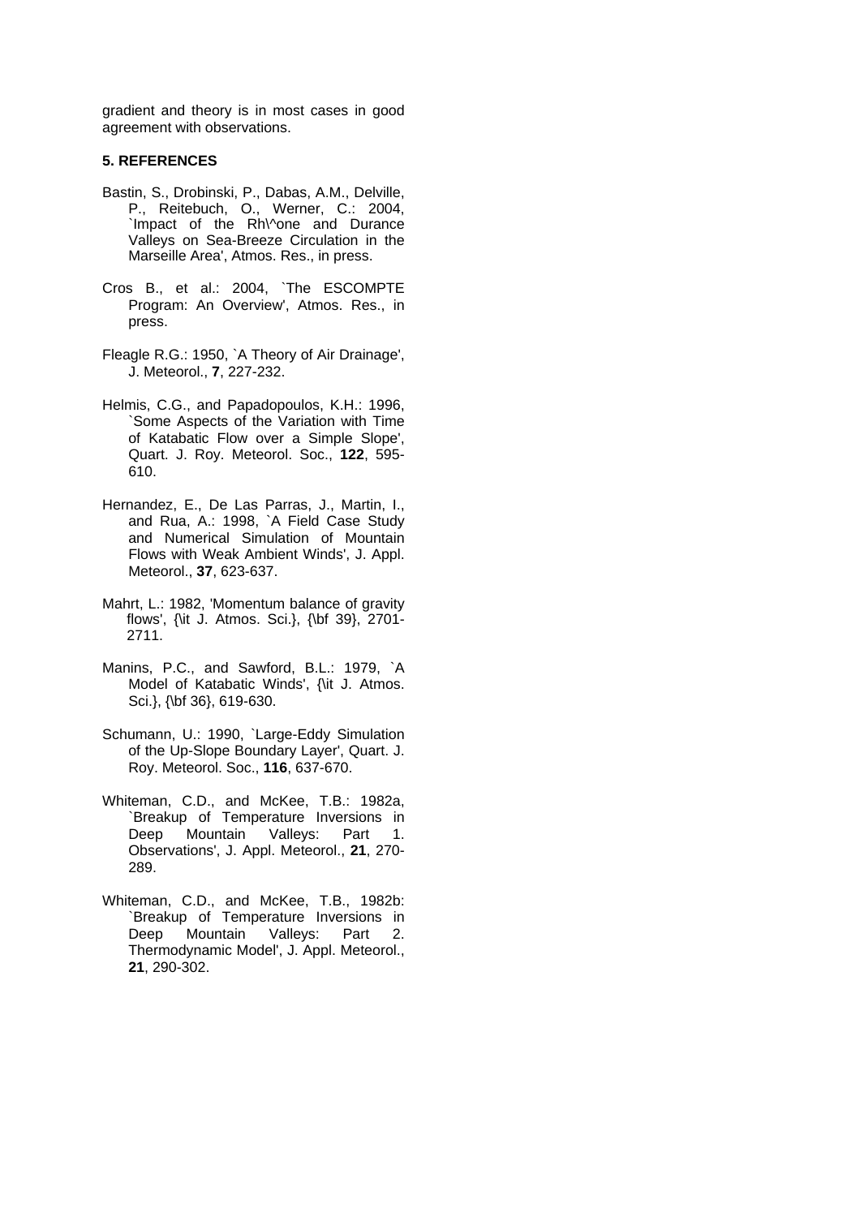gradient and theory is in most cases in good agreement with observations.

### 5. REFERENCES

Bastin, S., Drobinski, P., Dabas, A.M., Delville, P., Reitebuch, O., Werner, C.: 2004, `Impact of the Rh\^one and Durance Valleys on Sea-Breeze Circulation in the Marseille Area', Atmos. Res., in press.

Cros B., et al.: 2004, `The ESCOMPTE Program: An Overview', Atmos. Res., in press.

Fleagle R.G.: 1950, `A Theory of Air Drainage', J. Meteorol., **7**, 227-232.

Helmis, C.G., and Papadopoulos, K.H.: 1996, `Some Aspects of the Variation with Time of Katabatic Flow over a Simple Slope', Quart. J. Roy. Meteorol. Soc., **122**, 595-610.

Hernandez, E., De Las Parras, J., Martin, I., and Rua, A.: 1998, `A Field Case Study and Numerical Simulation of Mountain Flows with Weak Ambient Winds', J. Appl. Meteorol., **37**, 623-637.

Mahrt, L.: 1982, 'Momentum balance of gravity flows', {\it J. Atmos. Sci.}, {\bf 39}, 2701-2711.

Manins, P.C., and Sawford, B.L.: 1979, `A Model of Katabatic Winds', {\it J. Atmos. Sci.}, {\bf 36}, 619-630.

Schumann, U.: 1990, `Large-Eddy Simulation of the Up-Slope Boundary Layer', Quart. J. Roy. Meteorol. Soc., **116**, 637-670.

Whiteman, C.D., and McKee, T.B.: 1982a, `Breakup of Temperature Inversions in Deep Mountain Valleys: Part 1. Observations', J. Appl. Meteorol., **21**, 270-289.

Whiteman, C.D., and McKee, T.B., 1982b: `Breakup of Temperature Inversions in Deep Mountain Valleys: Part 2. Thermodynamic Model', J. Appl. Meteorol., **21**, 290-302.